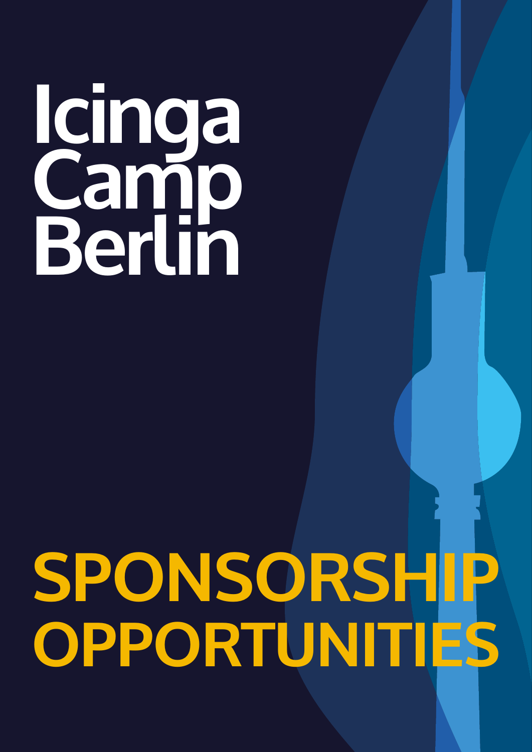# Icinga Camp Berlin

# SPONSORSHIP OPPORTUNITIES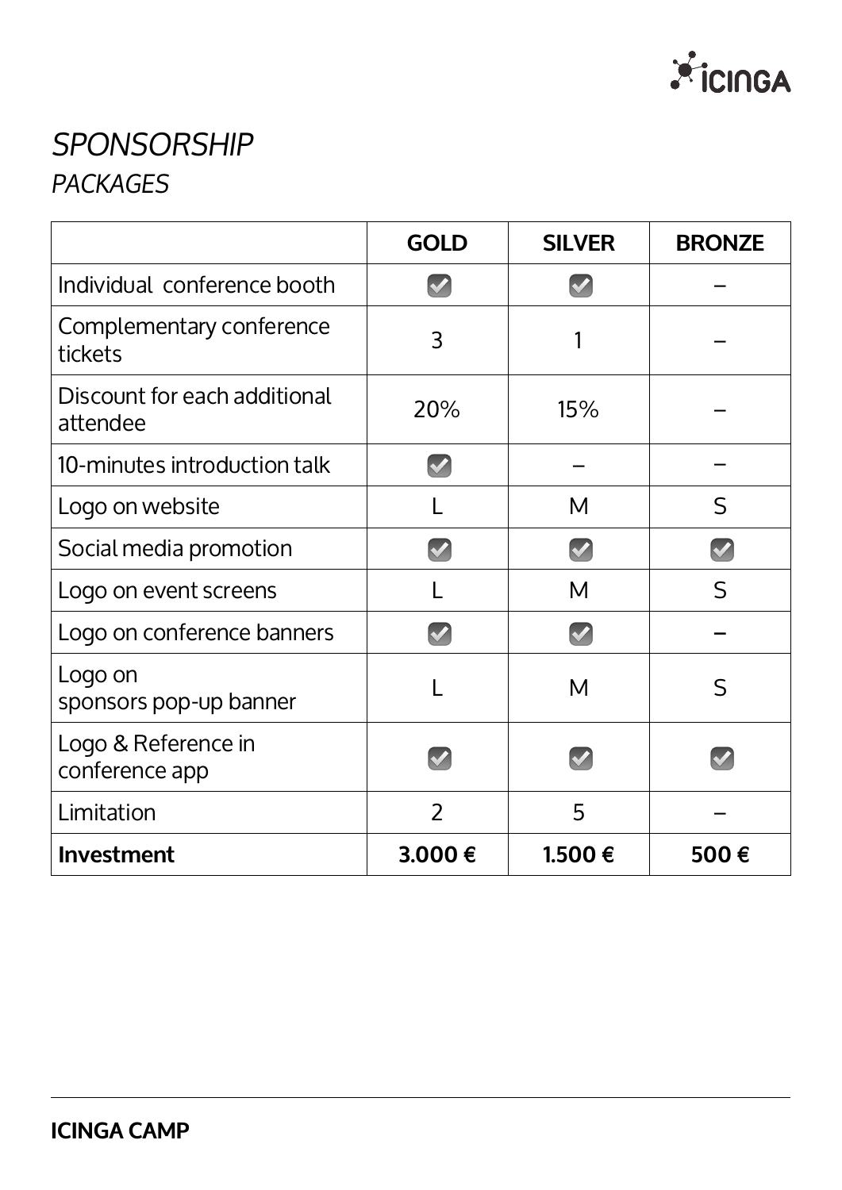# *SPONSORSHIP*

## *PACKAGES*

| | **GOLD** | **SILVER** | **BRONZE** |
|---|---|---|---|
| Individual conference booth | ✓ | ✓ | – |
| Complementary conference tickets | 3 | 1 | – |
| Discount for each additional attendee | 20% | 15% | – |
| 10-minutes introduction talk | ✓ | – | – |
| Logo on website | L | M | S |
| Social media promotion | ✓ | ✓ | ✓ |
| Logo on event screens | L | M | S |
| Logo on conference banners | ✓ | ✓ | – |
| Logo on sponsors pop-up banner | L | M | S |
| Logo & Reference in conference app | ✓ | ✓ | ✓ |
| Limitation | 2 | 5 | – |
| **Investment** | **3.000 €** | **1.500 €** | **500 €** |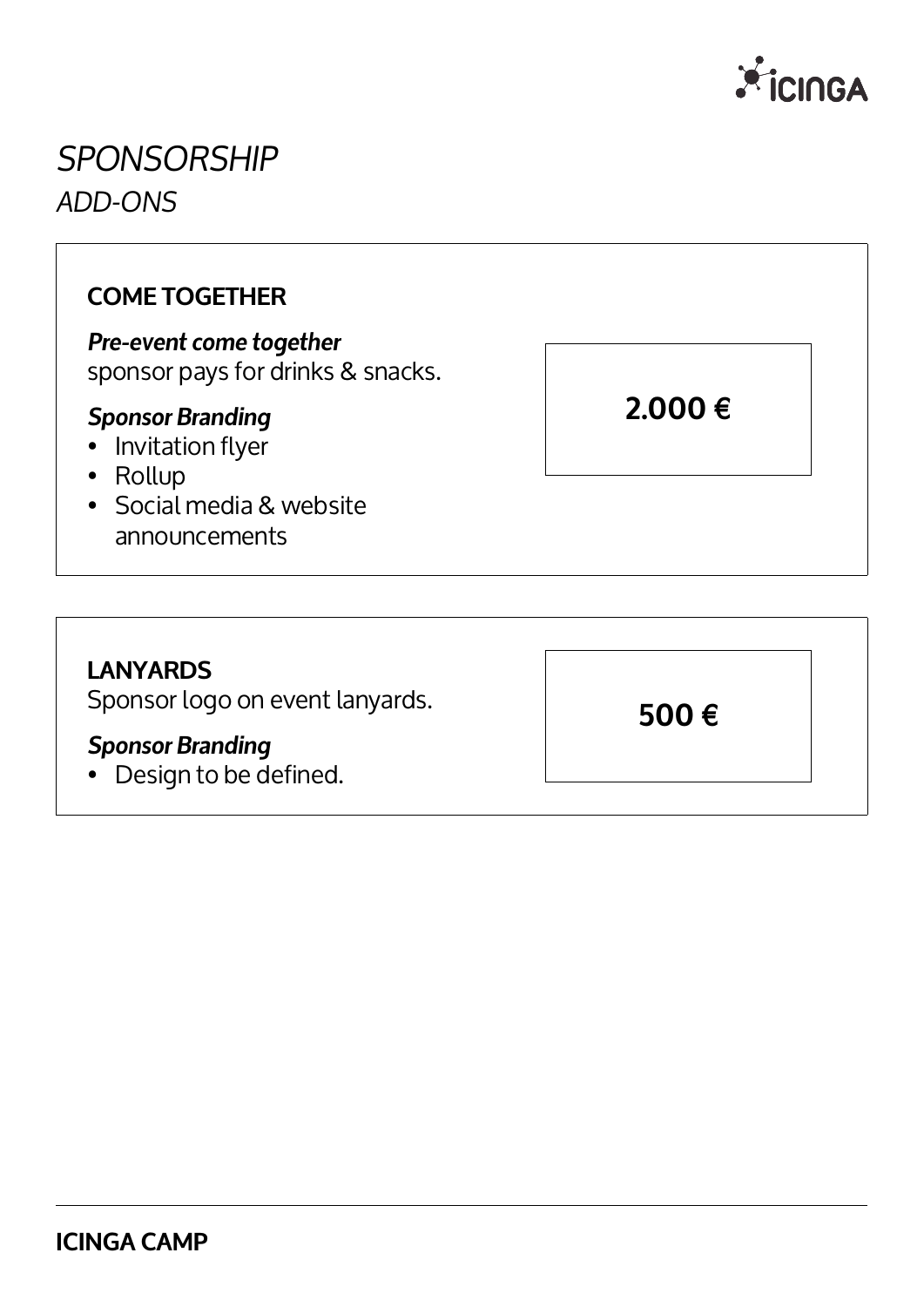# *SPONSORSHIP*

## *ADD-ONS*

### COME TOGETHER

***Pre-event come together***
sponsor pays for drinks & snacks.

***Sponsor Branding***

- Invitation flyer
- Rollup
- Social media & website announcements

**2.000 €**

### LANYARDS

Sponsor logo on event lanyards.

***Sponsor Branding***

- Design to be defined.

**500 €**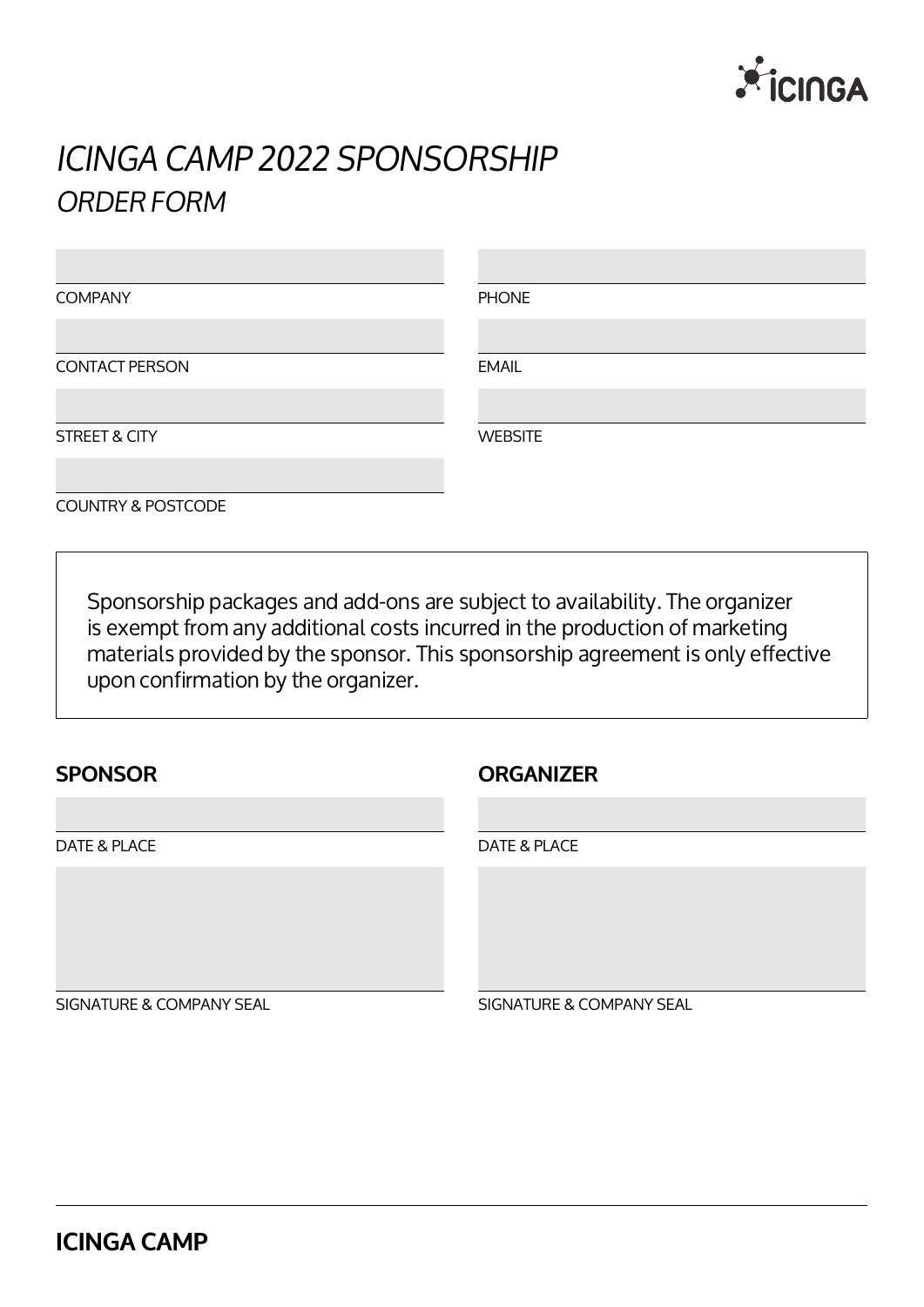# *ICINGA CAMP 2022 SPONSORSHIP*

## *ORDER FORM*

COMPANY

PHONE

CONTACT PERSON

EMAIL

STREET & CITY

WEBSITE

COUNTRY & POSTCODE

Sponsorship packages and add-ons are subject to availability. The organizer is exempt from any additional costs incurred in the production of marketing materials provided by the sponsor. This sponsorship agreement is only effective upon confirmation by the organizer.

**SPONSOR**

DATE & PLACE

SIGNATURE & COMPANY SEAL

**ORGANIZER**

DATE & PLACE

SIGNATURE & COMPANY SEAL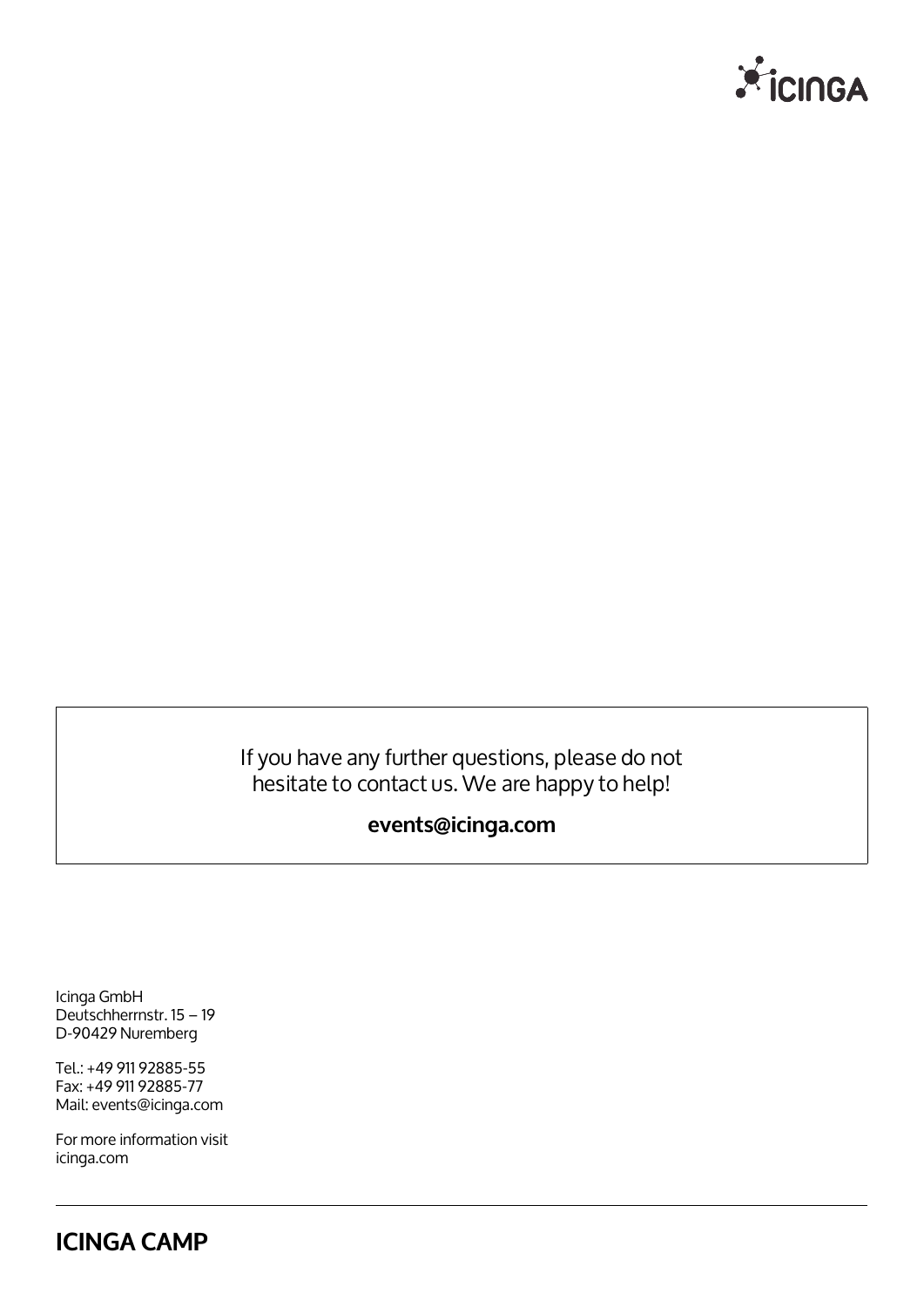If you have any further questions, please do not hesitate to contact us. We are happy to help!

**events@icinga.com**

Icinga GmbH
Deutschherrnstr. 15 – 19
D-90429 Nuremberg

Tel.: +49 911 92885-55
Fax: +49 911 92885-77
Mail: events@icinga.com

For more information visit
icinga.com

**ICINGA CAMP**